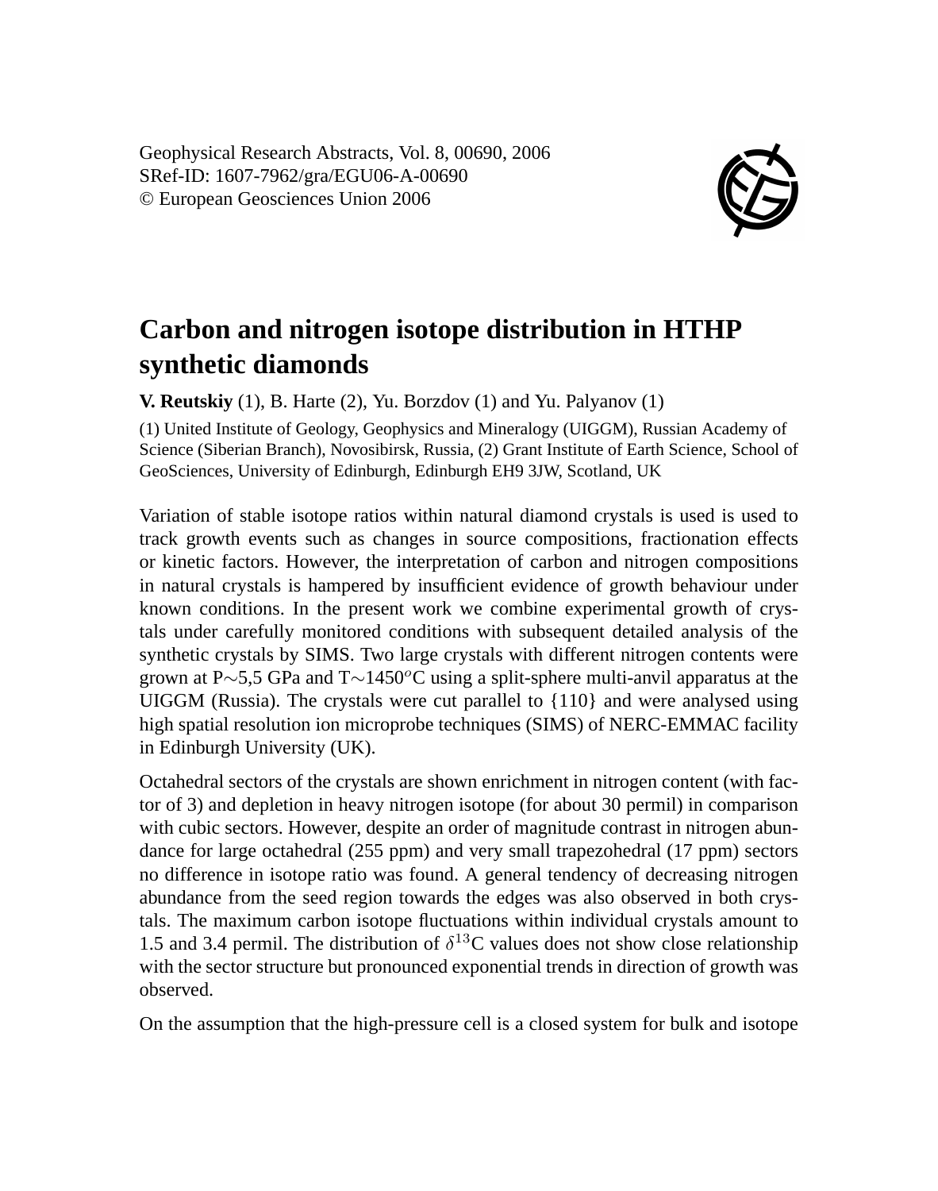Geophysical Research Abstracts, Vol. 8, 00690, 2006
SRef-ID: 1607-7962/gra/EGU06-A-00690
© European Geosciences Union 2006

# Carbon and nitrogen isotope distribution in HTHP synthetic diamonds

**V. Reutskiy** (1), B. Harte (2), Yu. Borzdov (1) and Yu. Palyanov (1)

(1) United Institute of Geology, Geophysics and Mineralogy (UIGGM), Russian Academy of Science (Siberian Branch), Novosibirsk, Russia, (2) Grant Institute of Earth Science, School of GeoSciences, University of Edinburgh, Edinburgh EH9 3JW, Scotland, UK

Variation of stable isotope ratios within natural diamond crystals is used is used to track growth events such as changes in source compositions, fractionation effects or kinetic factors. However, the interpretation of carbon and nitrogen compositions in natural crystals is hampered by insufficient evidence of growth behaviour under known conditions. In the present work we combine experimental growth of crystals under carefully monitored conditions with subsequent detailed analysis of the synthetic crystals by SIMS. Two large crystals with different nitrogen contents were grown at P$\sim$5,5 GPa and T$\sim$1450$^{o}$C using a split-sphere multi-anvil apparatus at the UIGGM (Russia). The crystals were cut parallel to {110} and were analysed using high spatial resolution ion microprobe techniques (SIMS) of NERC-EMMAC facility in Edinburgh University (UK).

Octahedral sectors of the crystals are shown enrichment in nitrogen content (with factor of 3) and depletion in heavy nitrogen isotope (for about 30 permil) in comparison with cubic sectors. However, despite an order of magnitude contrast in nitrogen abundance for large octahedral (255 ppm) and very small trapezohedral (17 ppm) sectors no difference in isotope ratio was found. A general tendency of decreasing nitrogen abundance from the seed region towards the edges was also observed in both crystals. The maximum carbon isotope fluctuations within individual crystals amount to 1.5 and 3.4 permil. The distribution of $\delta^{13}$C values does not show close relationship with the sector structure but pronounced exponential trends in direction of growth was observed.

On the assumption that the high-pressure cell is a closed system for bulk and isotope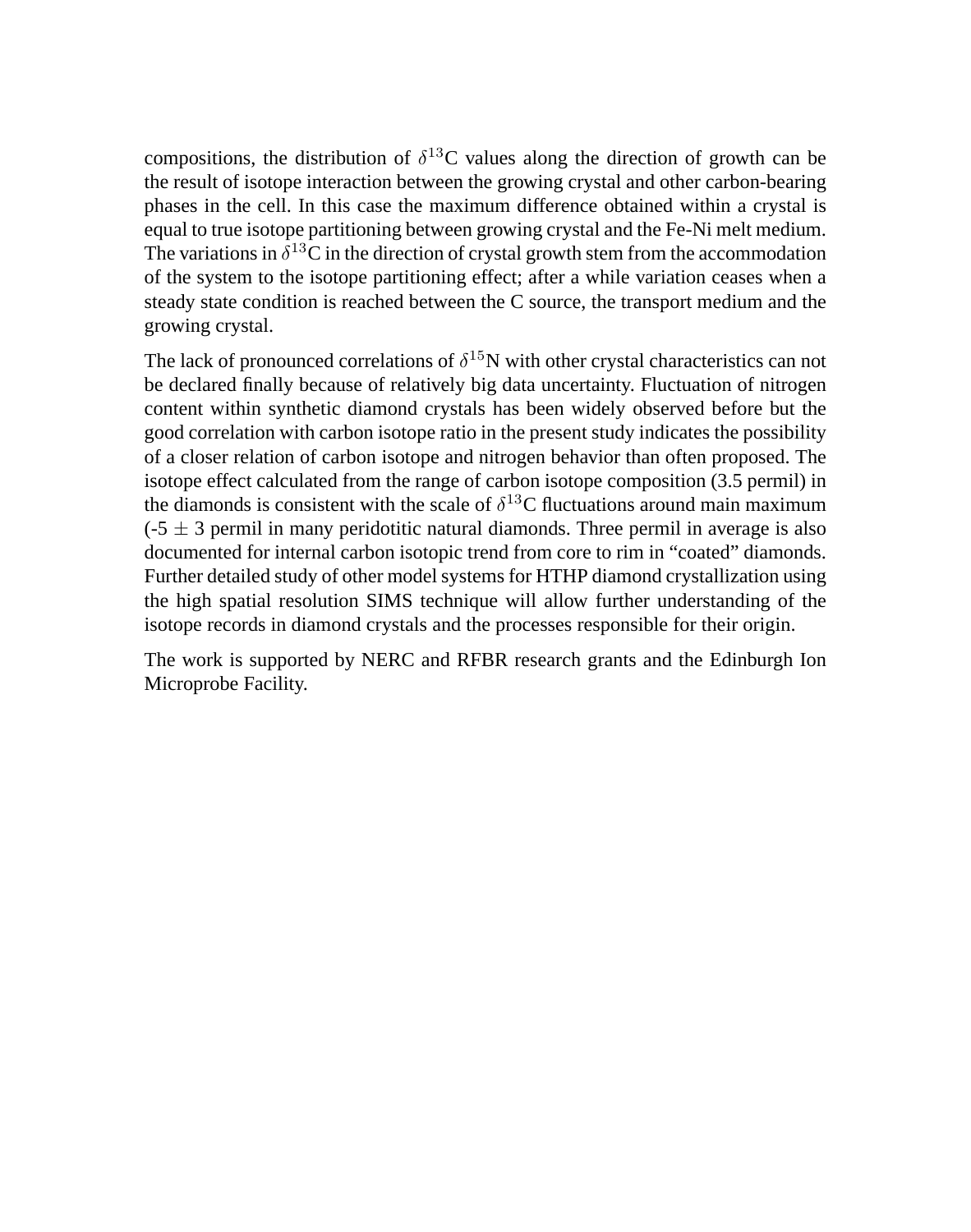compositions, the distribution of $\delta^{13}$C values along the direction of growth can be the result of isotope interaction between the growing crystal and other carbon-bearing phases in the cell. In this case the maximum difference obtained within a crystal is equal to true isotope partitioning between growing crystal and the Fe-Ni melt medium. The variations in $\delta^{13}$C in the direction of crystal growth stem from the accommodation of the system to the isotope partitioning effect; after a while variation ceases when a steady state condition is reached between the C source, the transport medium and the growing crystal.

The lack of pronounced correlations of $\delta^{15}$N with other crystal characteristics can not be declared finally because of relatively big data uncertainty. Fluctuation of nitrogen content within synthetic diamond crystals has been widely observed before but the good correlation with carbon isotope ratio in the present study indicates the possibility of a closer relation of carbon isotope and nitrogen behavior than often proposed. The isotope effect calculated from the range of carbon isotope composition (3.5 permil) in the diamonds is consistent with the scale of $\delta^{13}$C fluctuations around main maximum (-5 $\pm$ 3 permil in many peridotitic natural diamonds. Three permil in average is also documented for internal carbon isotopic trend from core to rim in "coated" diamonds. Further detailed study of other model systems for HTHP diamond crystallization using the high spatial resolution SIMS technique will allow further understanding of the isotope records in diamond crystals and the processes responsible for their origin.

The work is supported by NERC and RFBR research grants and the Edinburgh Ion Microprobe Facility.